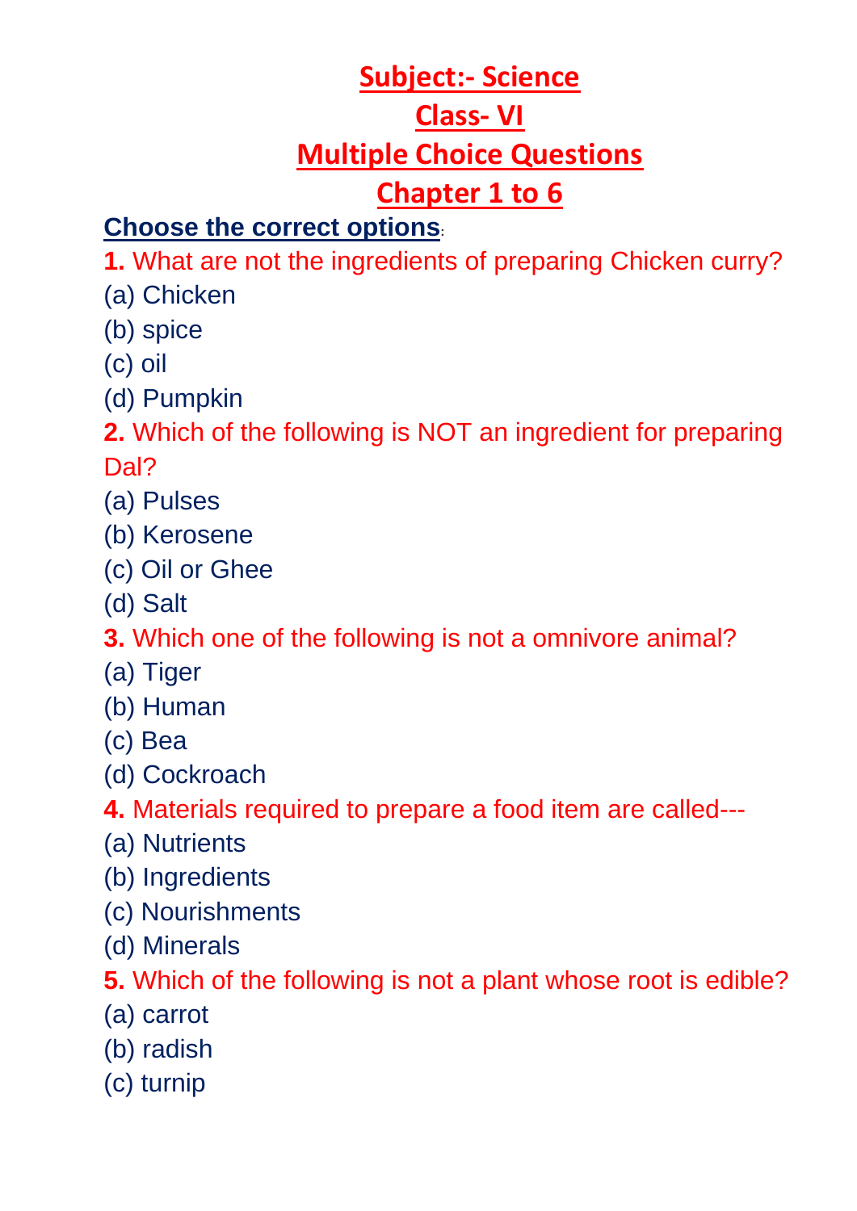# Subject:- Science

# Class- VI

# Multiple Choice Questions

# Chapter 1 to 6

**Choose the correct options**:

**1.** What are not the ingredients of preparing Chicken curry?

(a) Chicken

(b) spice

(c) oil

(d) Pumpkin

**2.** Which of the following is NOT an ingredient for preparing Dal?

(a) Pulses

(b) Kerosene

(c) Oil or Ghee

(d) Salt

**3.** Which one of the following is not a omnivore animal?

(a) Tiger

(b) Human

(c) Bea

(d) Cockroach

**4.** Materials required to prepare a food item are called---

(a) Nutrients

(b) Ingredients

(c) Nourishments

(d) Minerals

**5.** Which of the following is not a plant whose root is edible?

(a) carrot

(b) radish

(c) turnip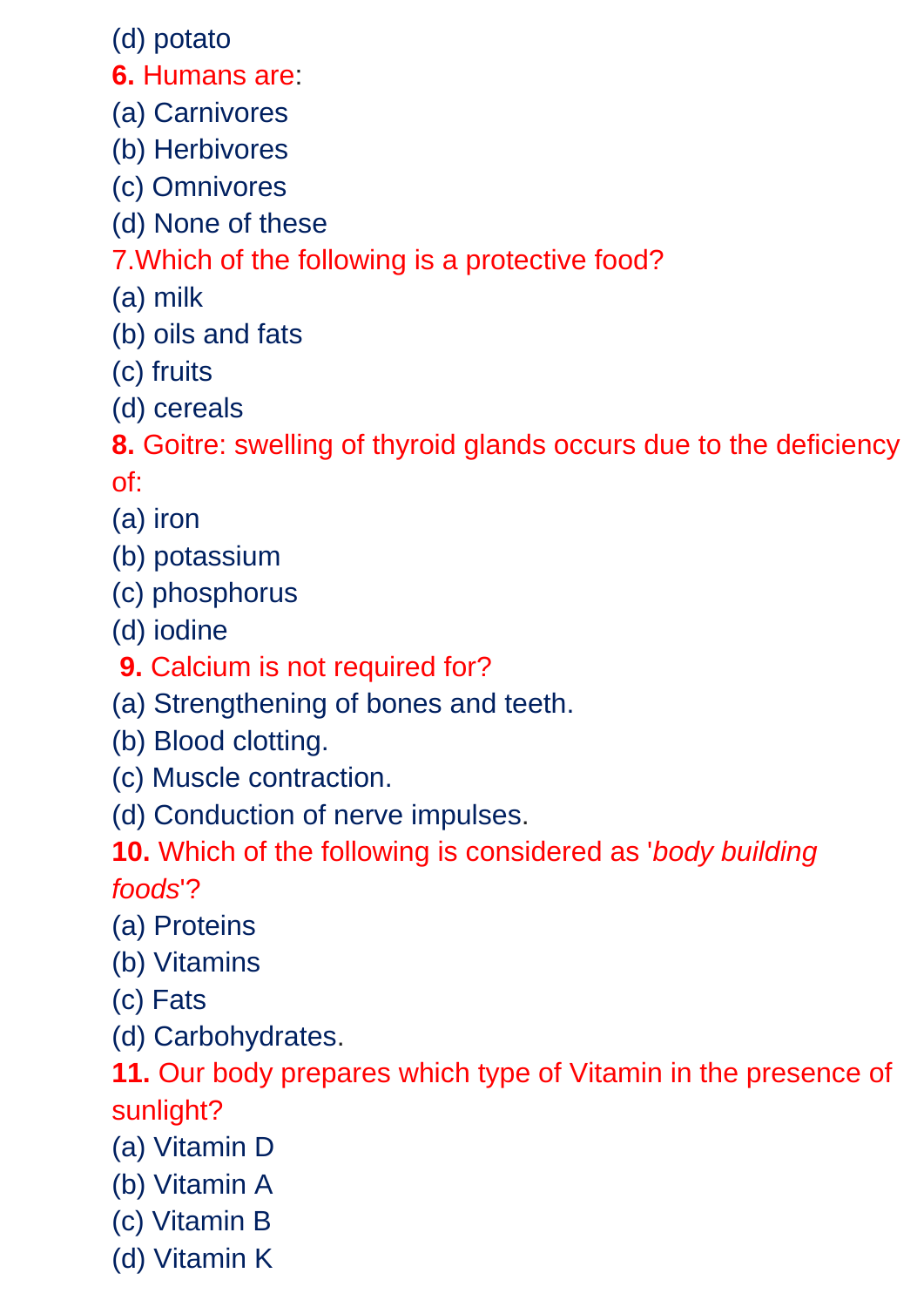(d) potato

**6.** Humans are:

(a) Carnivores

(b) Herbivores

(c) Omnivores

(d) None of these

7.Which of the following is a protective food?

(a) milk

(b) oils and fats

(c) fruits

(d) cereals

**8.** Goitre: swelling of thyroid glands occurs due to the deficiency of:

(a) iron

(b) potassium

(c) phosphorus

(d) iodine

**9.** Calcium is not required for?

(a) Strengthening of bones and teeth.

(b) Blood clotting.

(c) Muscle contraction.

(d) Conduction of nerve impulses.

**10.** Which of the following is considered as '*body building foods*'?

(a) Proteins

(b) Vitamins

(c) Fats

(d) Carbohydrates.

**11.** Our body prepares which type of Vitamin in the presence of sunlight?

(a) Vitamin D

(b) Vitamin A

(c) Vitamin B

(d) Vitamin K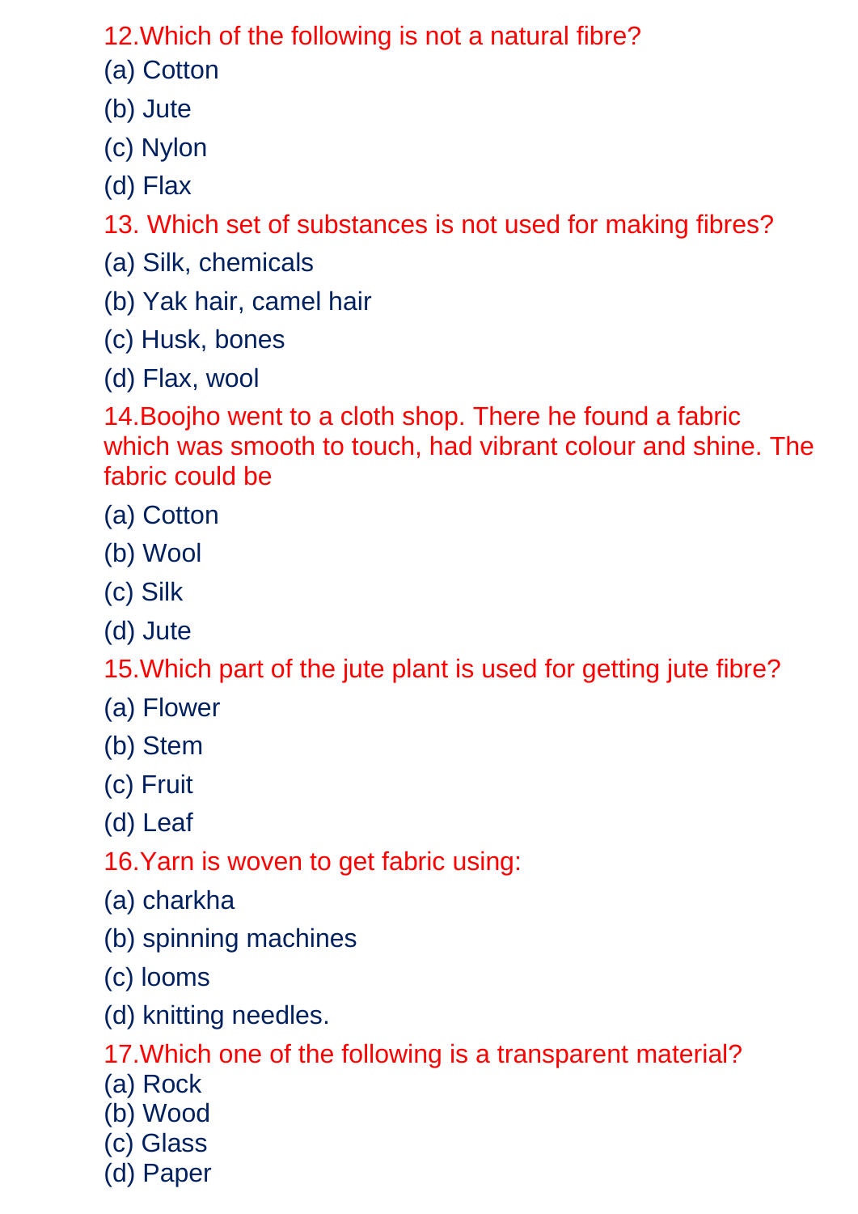12.Which of the following is not a natural fibre?

(a) Cotton

(b) Jute

(c) Nylon

(d) Flax

13. Which set of substances is not used for making fibres?

(a) Silk, chemicals

(b) Yak hair, camel hair

(c) Husk, bones

(d) Flax, wool

14.Boojho went to a cloth shop. There he found a fabric which was smooth to touch, had vibrant colour and shine. The fabric could be

(a) Cotton

(b) Wool

(c) Silk

(d) Jute

15.Which part of the jute plant is used for getting jute fibre?

(a) Flower

(b) Stem

(c) Fruit

(d) Leaf

16.Yarn is woven to get fabric using:

(a) charkha

(b) spinning machines

(c) looms

(d) knitting needles.

17.Which one of the following is a transparent material?

(a) Rock

(b) Wood

(c) Glass

(d) Paper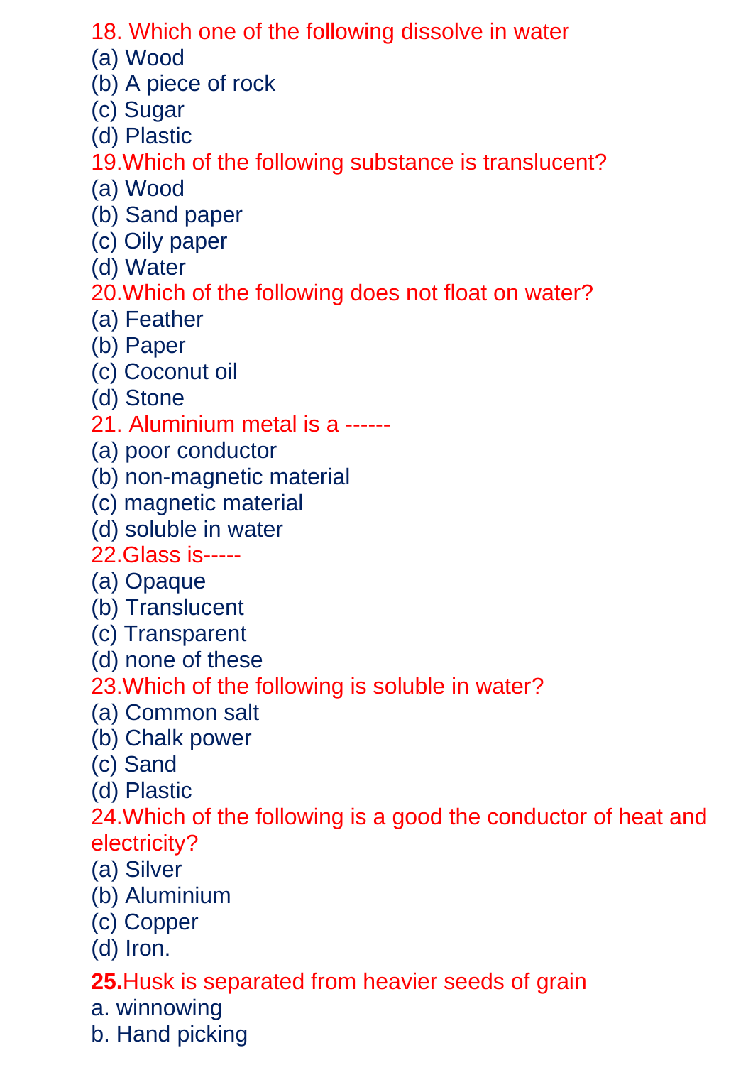18. Which one of the following dissolve in water

(a) Wood
(b) A piece of rock
(c) Sugar
(d) Plastic

19.Which of the following substance is translucent?

(a) Wood
(b) Sand paper
(c) Oily paper
(d) Water

20.Which of the following does not float on water?

(a) Feather
(b) Paper
(c) Coconut oil
(d) Stone

21. Aluminium metal is a ------

(a) poor conductor
(b) non-magnetic material
(c) magnetic material
(d) soluble in water

22.Glass is-----

(a) Opaque
(b) Translucent
(c) Transparent
(d) none of these

23.Which of the following is soluble in water?

(a) Common salt
(b) Chalk power
(c) Sand
(d) Plastic

24.Which of the following is a good the conductor of heat and electricity?

(a) Silver
(b) Aluminium
(c) Copper
(d) Iron.

**25.**Husk is separated from heavier seeds of grain

a. winnowing
b. Hand picking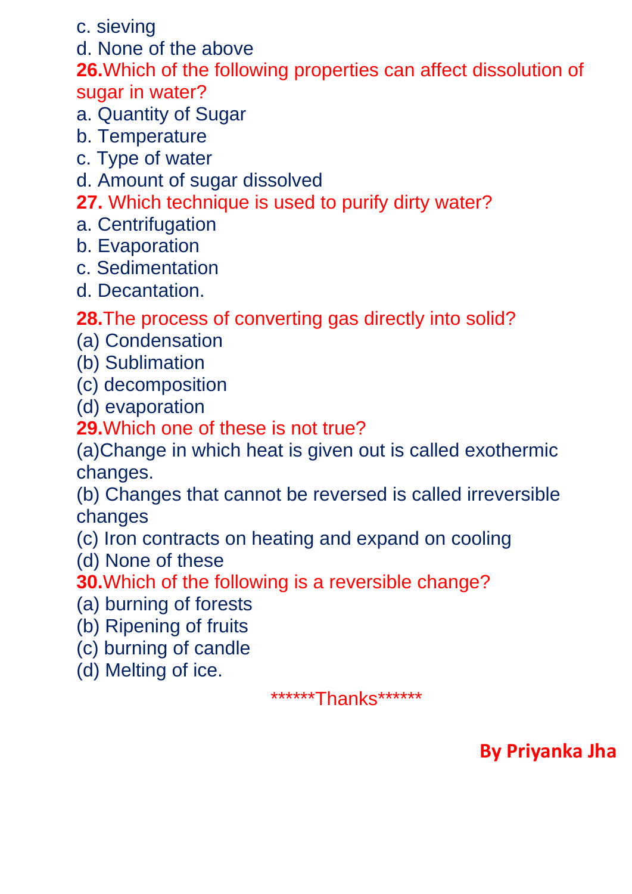c. sieving
d. None of the above

**26.** Which of the following properties can affect dissolution of sugar in water?
a. Quantity of Sugar
b. Temperature
c. Type of water
d. Amount of sugar dissolved

**27.** Which technique is used to purify dirty water?
a. Centrifugation
b. Evaporation
c. Sedimentation
d. Decantation.

**28.** The process of converting gas directly into solid?
(a) Condensation
(b) Sublimation
(c) decomposition
(d) evaporation

**29.** Which one of these is not true?
(a)Change in which heat is given out is called exothermic changes.
(b) Changes that cannot be reversed is called irreversible changes
(c) Iron contracts on heating and expand on cooling
(d) None of these

**30.** Which of the following is a reversible change?
(a) burning of forests
(b) Ripening of fruits
(c) burning of candle
(d) Melting of ice.

******Thanks******

**By Priyanka Jha**